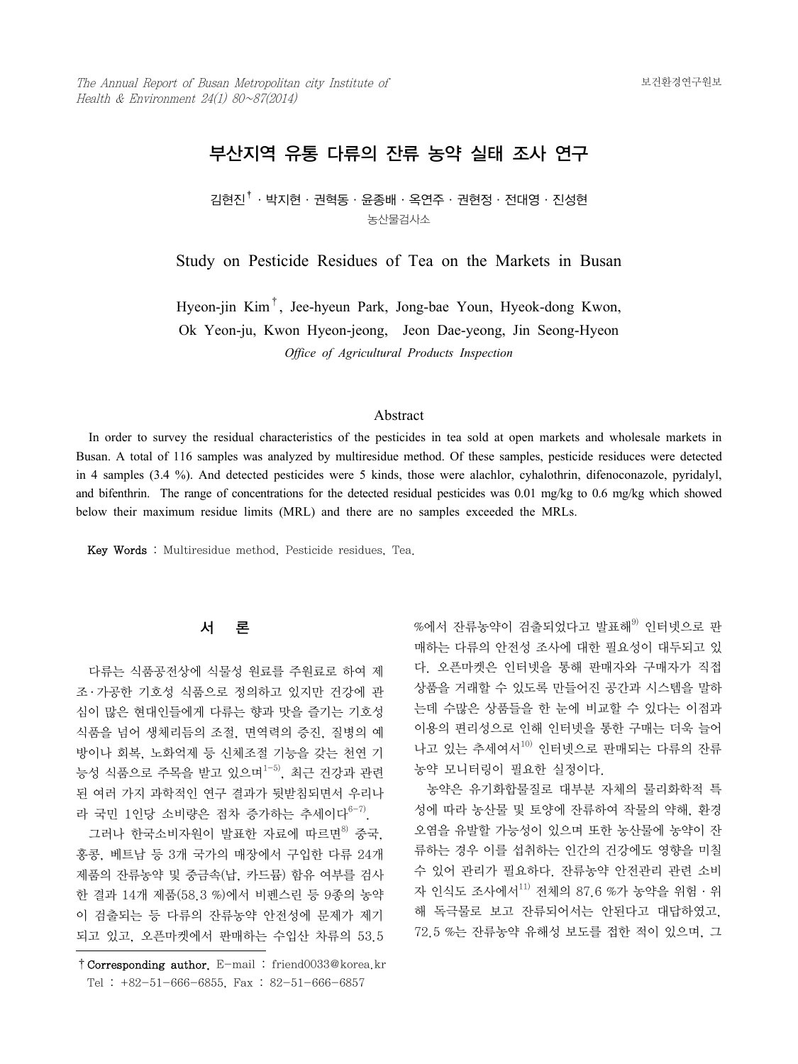# 부산지역 유통 다류의 잔류 농약 실태 조사 연구

김현진[†] · 박지현 · 권혁동 · 윤종배 · 옥연주 · 권현정 · 전대영 · 진성현

농산물검사소

# Study on Pesticide Residues of Tea on the Markets in Busan

Hyeon-jin Kim[†], Jee-hyeun Park, Jong-bae Youn, Hyeok-dong Kwon, Ok Yeon-ju, Kwon Hyeon-jeong, Jeon Dae-yeong, Jin Seong-Hyeon

*Office of Agricultural Products Inspection*

## Abstract

In order to survey the residual characteristics of the pesticides in tea sold at open markets and wholesale markets in Busan. A total of 116 samples was analyzed by multiresidue method. Of these samples, pesticide residuces were detected in 4 samples (3.4 %). And detected pesticides were 5 kinds, those were alachlor, cyhalothrin, difenoconazole, pyridalyl, and bifenthrin. The range of concentrations for the detected residual pesticides was 0.01 mg/kg to 0.6 mg/kg which showed below their maximum residue limits (MRL) and there are no samples exceeded the MRLs.

**Key Words** : Multiresidue method, Pesticide residues, Tea.

## 서 론

다류는 식품공전상에 식물성 원료를 주원료로 하여 제조·가공한 기호성 식품으로 정의하고 있지만 건강에 관심이 많은 현대인들에게 다류는 향과 맛을 즐기는 기호성 식품을 넘어 생체리듬의 조절, 면역력의 증진, 질병의 예방이나 회복, 노화억제 등 신체조절 기능을 갖는 천연 기능성 식품으로 주목을 받고 있으며[1-5], 최근 건강과 관련된 여러 가지 과학적인 연구 결과가 뒷받침되면서 우리나라 국민 1인당 소비량은 점차 증가하는 추세이다[6-7].

그러나 한국소비자원이 발표한 자료에 따르면[8] 중국, 홍콩, 베트남 등 3개 국가의 매장에서 구입한 다류 24개 제품의 잔류농약 및 중금속(납, 카드뮴) 함유 여부를 검사한 결과 14개 제품(58.3 %)에서 비펜스린 등 9종의 농약이 검출되는 등 다류의 잔류농약 안전성에 문제가 제기되고 있고, 오픈마켓에서 판매하는 수입산 차류의 53.5 %에서 잔류농약이 검출되었다고 발표해[9] 인터넷으로 판매하는 다류의 안전성 조사에 대한 필요성이 대두되고 있다. 오픈마켓은 인터넷을 통해 판매자와 구매자가 직접 상품을 거래할 수 있도록 만들어진 공간과 시스템을 말하는데 수많은 상품들을 한 눈에 비교할 수 있다는 이점과 이용의 편리성으로 인해 인터넷을 통한 구매는 더욱 늘어나고 있는 추세여서[10] 인터넷으로 판매되는 다류의 잔류농약 모니터링이 필요한 실정이다.

농약은 유기화합물질로 대부분 자체의 물리화학적 특성에 따라 농산물 및 토양에 잔류하여 작물의 약해, 환경오염을 유발할 가능성이 있으며 또한 농산물에 농약이 잔류하는 경우 이를 섭취하는 인간의 건강에도 영향을 미칠 수 있어 관리가 필요하다. 잔류농약 안전관리 관련 소비자 인식도 조사에서[11] 전체의 87.6 %가 농약을 위험·위해 독극물로 보고 잔류되어서는 안된다고 대답하였고, 72.5 %는 잔류농약 유해성 보도를 접한 적이 있으며, 그

---

† **Corresponding author.** E-mail : friend0033@korea.kr
Tel : +82-51-666-6855, Fax : 82-51-666-6857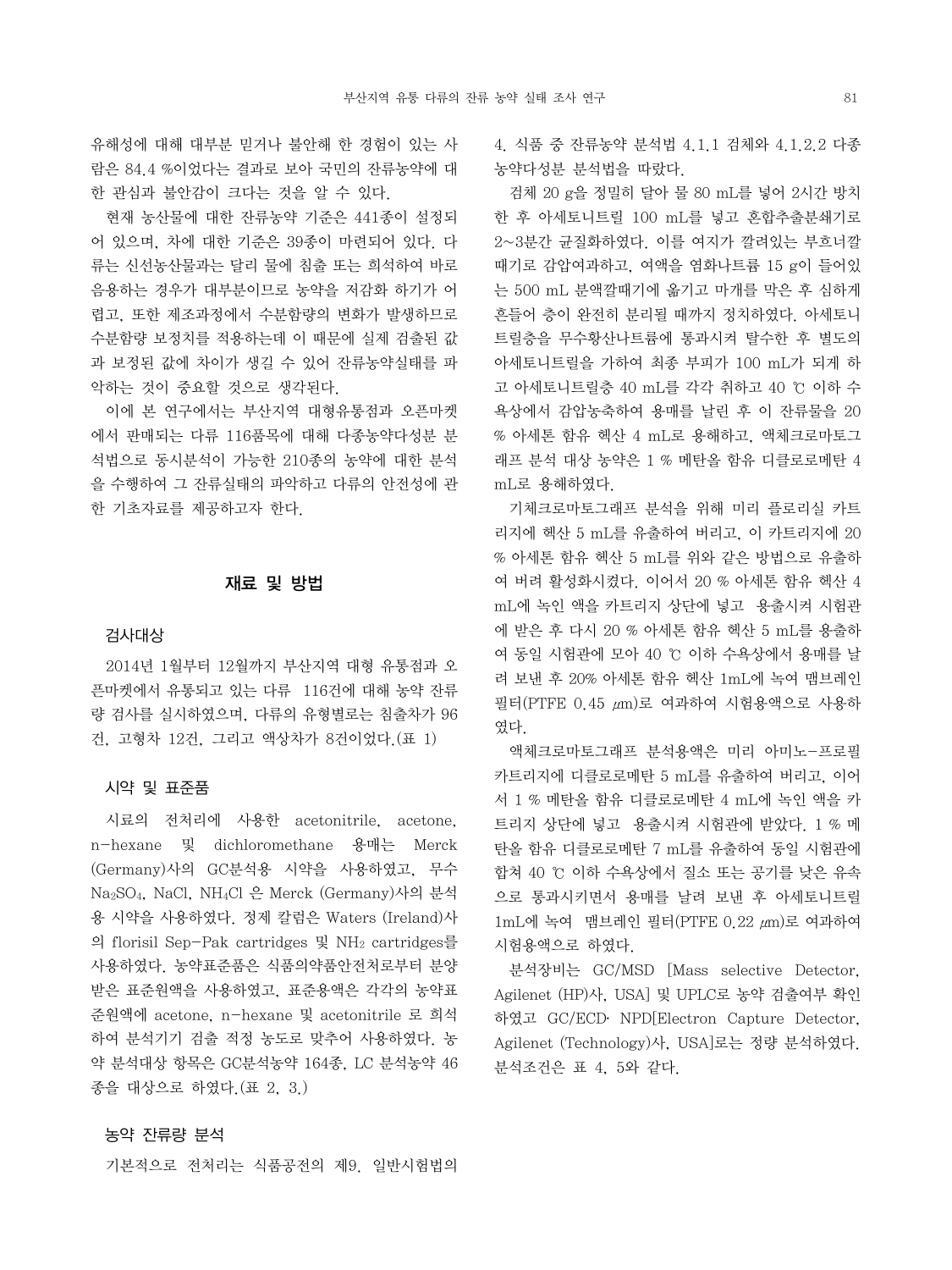유해성에 대해 대부분 믿거나 불안해 한 경험이 있는 사람은 84.4 %이었다는 결과로 보아 국민의 잔류농약에 대한 관심과 불안감이 크다는 것을 알 수 있다.

현재 농산물에 대한 잔류농약 기준은 441종이 설정되어 있으며, 차에 대한 기준은 39종이 마련되어 있다. 다류는 신선농산물과는 달리 물에 침출 또는 희석하여 바로 음용하는 경우가 대부분이므로 농약을 저감화 하기가 어렵고, 또한 제조과정에서 수분함량의 변화가 발생하므로 수분함량 보정치를 적용하는데 이 때문에 실제 검출된 값과 보정된 값에 차이가 생길 수 있어 잔류농약실태를 파악하는 것이 중요할 것으로 생각된다.

이에 본 연구에서는 부산지역 대형유통점과 오픈마켓에서 판매되는 다류 116품목에 대해 다종농약다성분 분석법으로 동시분석이 가능한 210종의 농약에 대한 분석을 수행하여 그 잔류실태의 파악하고 다류의 안전성에 관한 기초자료를 제공하고자 한다.

## 재료 및 방법

### 검사대상

2014년 1월부터 12월까지 부산지역 대형 유통점과 오픈마켓에서 유통되고 있는 다류  116건에 대해 농약 잔류량 검사를 실시하였으며, 다류의 유형별로는 침출차가 96건, 고형차 12건, 그리고 액상차가 8건이었다.(표 1)

### 시약 및 표준품

시료의 전처리에 사용한 acetonitrile, acetone, n-hexane 및 dichloromethane 용매는 Merck (Germany)사의 GC분석용 시약을 사용하였고, 무수 $Na_2SO_4$, NaCl, $NH_4Cl$ 은 Merck (Germany)사의 분석용 시약을 사용하였다. 정제 칼럼은 Waters (Ireland)사의 florisil Sep-Pak cartridges 및 $NH_2$ cartridges를 사용하였다. 농약표준품은 식품의약품안전처로부터 분양받은 표준원액을 사용하였고, 표준용액은 각각의 농약표준원액에 acetone, n-hexane 및 acetonitrile 로 희석하여 분석기기 검출 적정 농도로 맞추어 사용하였다. 농약 분석대상 항목은 GC분석농약 164종, LC 분석농약 46종을 대상으로 하였다.(표 2, 3.)

### 농약 잔류량 분석

기본적으로 전처리는 식품공전의 제9. 일반시험법의 4. 식품 중 잔류농약 분석법 4.1.1 검체와 4.1.2.2 다종농약다성분 분석법을 따랐다.

검체 20 g을 정밀히 달아 물 80 mL를 넣어 2시간 방치한 후 아세토니트릴 100 mL를 넣고 혼합추출분쇄기로 2~3분간 균질화하였다. 이를 여지가 깔려있는 부흐너깔때기로 감압여과하고, 여액을 염화나트륨 15 g이 들어있는 500 mL 분액깔때기에 옮기고 마개를 막은 후 심하게 흔들어 층이 완전히 분리될 때까지 정치하였다. 아세토니트릴층을 무수황산나트륨에 통과시켜 탈수한 후 별도의 아세토니트릴을 가하여 최종 부피가 100 mL가 되게 하고 아세토니트릴층 40 mL를 각각 취하고 40 ℃ 이하 수욕상에서 감압농축하여 용매를 날린 후 이 잔류물을 20 % 아세톤 함유 헥산 4 mL로 용해하고, 액체크로마토그래프 분석 대상 농약은 1 % 메탄올 함유 디클로로메탄 4 mL로 용해하였다.

기체크로마토그래프 분석을 위해 미리 플로리실 카트리지에 헥산 5 mL를 유출하여 버리고, 이 카트리지에 20 % 아세톤 함유 헥산 5 mL를 위와 같은 방법으로 유출하여 버려 활성화시켰다. 이어서 20 % 아세톤 함유 헥산 4 mL에 녹인 액을 카트리지 상단에 넣고  용출시켜 시험관에 받은 후 다시 20 % 아세톤 함유 헥산 5 mL를 용출하여 동일 시험관에 모아 40 ℃ 이하 수욕상에서 용매를 날려 보낸 후 20% 아세톤 함유 헥산 1mL에 녹여 맴브레인 필터(PTFE 0.45 $\mu$m)로 여과하여 시험용액으로 사용하였다.

액체크로마토그래프 분석용액은 미리 아미노-프로필 카트리지에 디클로로메탄 5 mL를 유출하여 버리고, 이어서 1 % 메탄올 함유 디클로로메탄 4 mL에 녹인 액을 카트리지 상단에 넣고  용출시켜 시험관에 받았다. 1 % 메탄올 함유 디클로로메탄 7 mL를 유출하여 동일 시험관에 합쳐 40 ℃ 이하 수욕상에서 질소 또는 공기를 낮은 유속으로 통과시키면서 용매를 날려 보낸 후 아세토니트릴 1mL에 녹여  맴브레인 필터(PTFE 0.22 $\mu$m)로 여과하여 시험용액으로 하였다.

분석장비는 GC/MSD [Mass selective Detector, Agilenet (HP)사, USA] 및 UPLC로 농약 검출여부 확인하였고 GC/ECD· NPD[Electron Capture Detector, Agilenet (Technology)사, USA]로는 정량 분석하였다. 분석조건은 표 4, 5와 같다.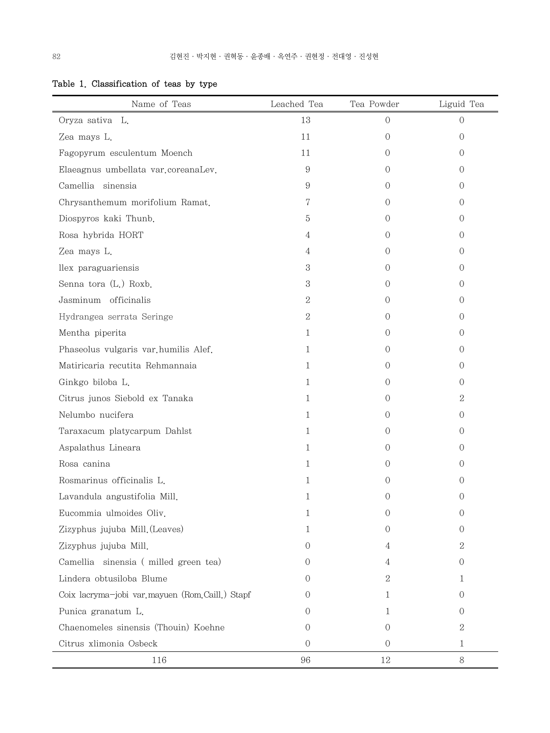**Table 1. Classification of teas by type**

| Name of Teas | Leached Tea | Tea Powder | Liguid Tea |
|---|---|---|---|
| Oryza sativa  L. | 13 | 0 | 0 |
| Zea mays L. | 11 | 0 | 0 |
| Fagopyrum esculentum Moench | 11 | 0 | 0 |
| Elaeagnus umbellata var.coreanaLev. | 9 | 0 | 0 |
| Camellia  sinensia | 9 | 0 | 0 |
| Chrysanthemum morifolium Ramat. | 7 | 0 | 0 |
| Diospyros kaki Thunb. | 5 | 0 | 0 |
| Rosa hybrida HORT | 4 | 0 | 0 |
| Zea mays L. | 4 | 0 | 0 |
| llex paraguariensis | 3 | 0 | 0 |
| Senna tora (L.) Roxb. | 3 | 0 | 0 |
| Jasminum  officinalis | 2 | 0 | 0 |
| Hydrangea serrata Seringe | 2 | 0 | 0 |
| Mentha piperita | 1 | 0 | 0 |
| Phaseolus vulgaris var.humilis Alef. | 1 | 0 | 0 |
| Matiricaria recutita Rehmannaia | 1 | 0 | 0 |
| Ginkgo biloba L. | 1 | 0 | 0 |
| Citrus junos Siebold ex Tanaka | 1 | 0 | 2 |
| Nelumbo nucifera | 1 | 0 | 0 |
| Taraxacum platycarpum Dahlst | 1 | 0 | 0 |
| Aspalathus Lineara | 1 | 0 | 0 |
| Rosa canina | 1 | 0 | 0 |
| Rosmarinus officinalis L. | 1 | 0 | 0 |
| Lavandula angustifolia Mill. | 1 | 0 | 0 |
| Eucommia ulmoides Oliv. | 1 | 0 | 0 |
| Zizyphus jujuba Mill.(Leaves) | 1 | 0 | 0 |
| Zizyphus jujuba Mill. | 0 | 4 | 2 |
| Camellia  sinensia ( milled green tea) | 0 | 4 | 0 |
| Lindera obtusiloba Blume | 0 | 2 | 1 |
| Coix lacryma-jobi var.mayuen (Rom.Caill.) Stapf | 0 | 1 | 0 |
| Punica granatum L. | 0 | 1 | 0 |
| Chaenomeles sinensis (Thouin) Koehne | 0 | 0 | 2 |
| Citrus xlimonia Osbeck | 0 | 0 | 1 |
| 116 | 96 | 12 | 8 |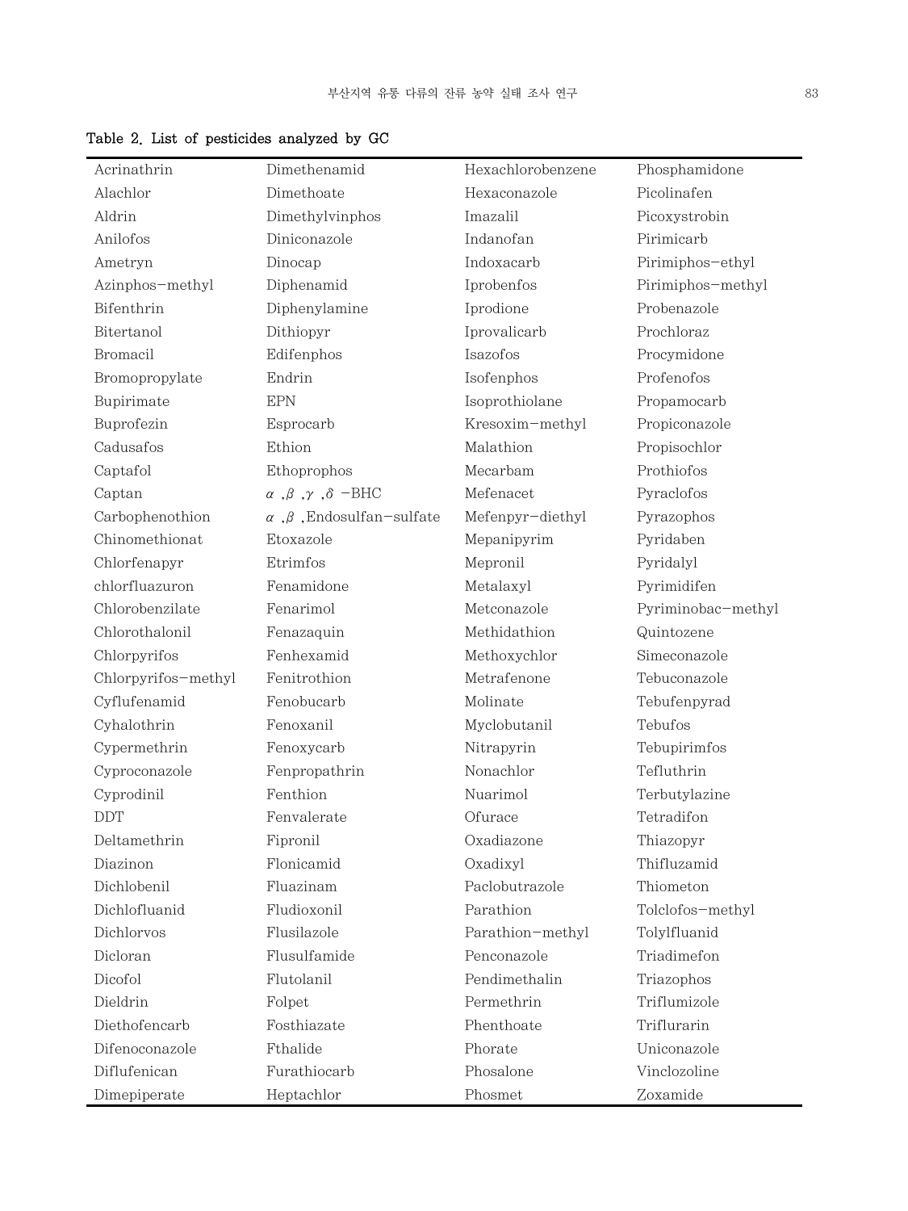Table 2. List of pesticides analyzed by GC

| | | | |
|---|---|---|---|
| Acrinathrin | Dimethenamid | Hexachlorobenzene | Phosphamidone |
| Alachlor | Dimethoate | Hexaconazole | Picolinafen |
| Aldrin | Dimethylvinphos | Imazalil | Picoxystrobin |
| Anilofos | Diniconazole | Indanofan | Pirimicarb |
| Ametryn | Dinocap | Indoxacarb | Pirimiphos-ethyl |
| Azinphos-methyl | Diphenamid | Iprobenfos | Pirimiphos-methyl |
| Bifenthrin | Diphenylamine | Iprodione | Probenazole |
| Bitertanol | Dithiopyr | Iprovalicarb | Prochloraz |
| Bromacil | Edifenphos | Isazofos | Procymidone |
| Bromopropylate | Endrin | Isofenphos | Profenofos |
| Bupirimate | EPN | Isoprothiolane | Propamocarb |
| Buprofezin | Esprocarb | Kresoxim-methyl | Propiconazole |
| Cadusafos | Ethion | Malathion | Propisochlor |
| Captafol | Ethoprophos | Mecarbam | Prothiofos |
| Captan | $\alpha$, $\beta$, $\gamma$, $\delta$ -BHC | Mefenacet | Pyraclofos |
| Carbophenothion | $\alpha$, $\beta$, Endosulfan-sulfate | Mefenpyr-diethyl | Pyrazophos |
| Chinomethionat | Etoxazole | Mepanipyrim | Pyridaben |
| Chlorfenapyr | Etrimfos | Mepronil | Pyridalyl |
| chlorfluazuron | Fenamidone | Metalaxyl | Pyrimidifen |
| Chlorobenzilate | Fenarimol | Metconazole | Pyriminobac-methyl |
| Chlorothalonil | Fenazaquin | Methidathion | Quintozene |
| Chlorpyrifos | Fenhexamid | Methoxychlor | Simeconazole |
| Chlorpyrifos-methyl | Fenitrothion | Metrafenone | Tebuconazole |
| Cyflufenamid | Fenobucarb | Molinate | Tebufenpyrad |
| Cyhalothrin | Fenoxanil | Myclobutanil | Tebufos |
| Cypermethrin | Fenoxycarb | Nitrapyrin | Tebupirimfos |
| Cyproconazole | Fenpropathrin | Nonachlor | Tefluthrin |
| Cyprodinil | Fenthion | Nuarimol | Terbutylazine |
| DDT | Fenvalerate | Ofurace | Tetradifon |
| Deltamethrin | Fipronil | Oxadiazone | Thiazopyr |
| Diazinon | Flonicamid | Oxadixyl | Thifluzamid |
| Dichlobenil | Fluazinam | Paclobutrazole | Thiometon |
| Dichlofluanid | Fludioxonil | Parathion | Tolclofos-methyl |
| Dichlorvos | Flusilazole | Parathion-methyl | Tolylfluanid |
| Dicloran | Flusulfamide | Penconazole | Triadimefon |
| Dicofol | Flutolanil | Pendimethalin | Triazophos |
| Dieldrin | Folpet | Permethrin | Triflumizole |
| Diethofencarb | Fosthiazate | Phenthoate | Triflurarin |
| Difenoconazole | Fthalide | Phorate | Uniconazole |
| Diflufenican | Furathiocarb | Phosalone | Vinclozoline |
| Dimepiperate | Heptachlor | Phosmet | Zoxamide |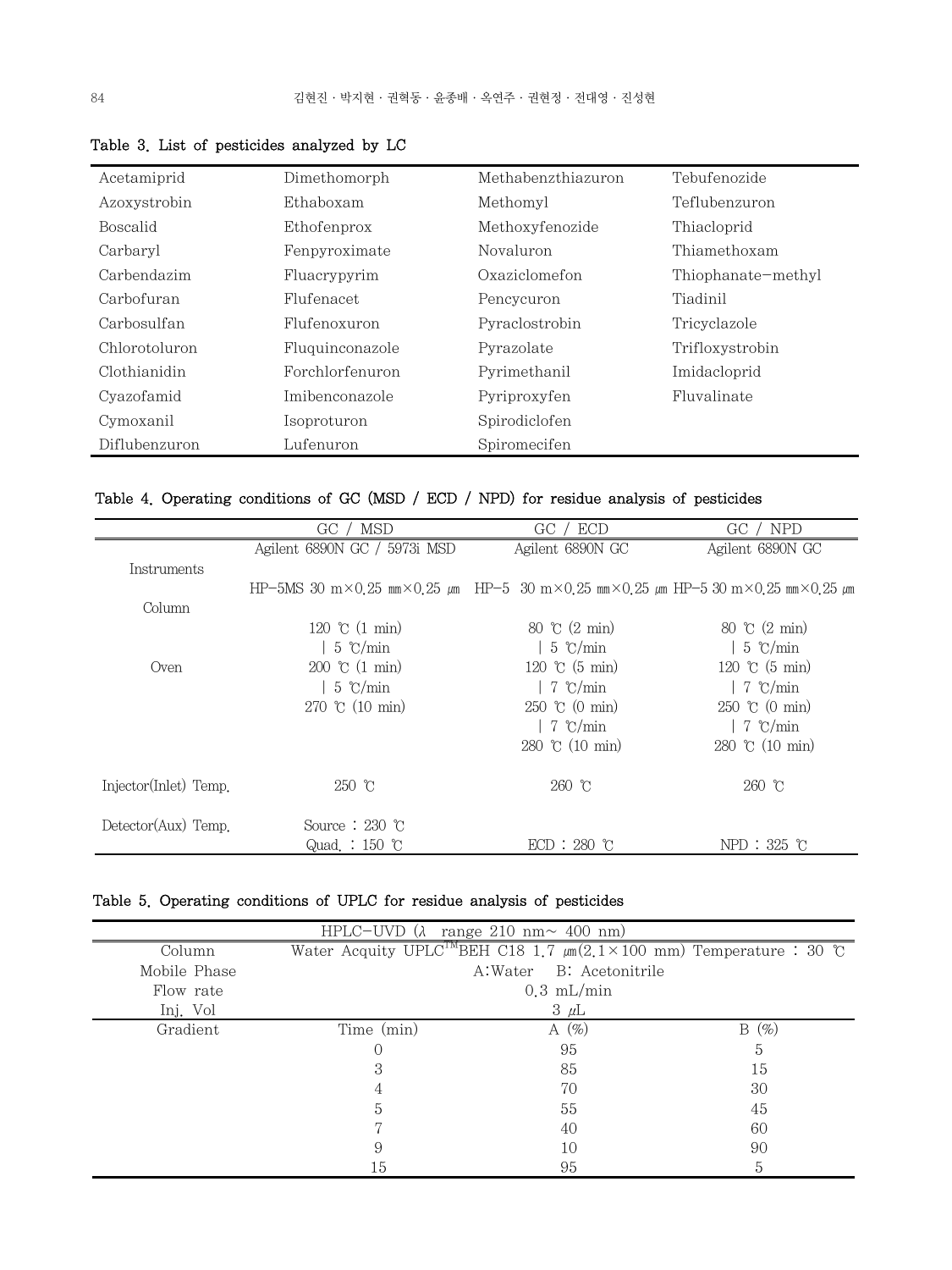Table 3. List of pesticides analyzed by LC

| | | | |
|---|---|---|---|
| Acetamiprid | Dimethomorph | Methabenzthiazuron | Tebufenozide |
| Azoxystrobin | Ethaboxam | Methomyl | Teflubenzuron |
| Boscalid | Ethofenprox | Methoxyfenozide | Thiacloprid |
| Carbaryl | Fenpyroximate | Novaluron | Thiamethoxam |
| Carbendazim | Fluacrypyrim | Oxaziclomefon | Thiophanate-methyl |
| Carbofuran | Flufenacet | Pencycuron | Tiadinil |
| Carbosulfan | Flufenoxuron | Pyraclostrobin | Tricyclazole |
| Chlorotoluron | Fluquinconazole | Pyrazolate | Trifloxystrobin |
| Clothianidin | Forchlorfenuron | Pyrimethanil | Imidacloprid |
| Cyazofamid | Imibenconazole | Pyriproxyfen | Fluvalinate |
| Cymoxanil | Isoproturon | Spirodiclofen | |
| Diflubenzuron | Lufenuron | Spiromecifen | |

Table 4. Operating conditions of GC (MSD / ECD / NPD) for residue analysis of pesticides

| | GC / MSD | GC / ECD | GC / NPD |
|---|---|---|---|
| Instruments | Agilent 6890N GC / 5973i MSD | Agilent 6890N GC | Agilent 6890N GC |
| Column | HP-5MS 30 m×0.25 ㎜×0.25 ㎛ | HP-5 30 m×0.25 ㎜×0.25 ㎛ | HP-5 30 m×0.25 ㎜×0.25 ㎛ |
| Oven | 120 ℃ (1 min)<br>│ 5 ℃/min<br>200 ℃ (1 min)<br>│ 5 ℃/min<br>270 ℃ (10 min) | 80 ℃ (2 min)<br>│ 5 ℃/min<br>120 ℃ (5 min)<br>│ 7 ℃/min<br>250 ℃ (0 min)<br>│ 7 ℃/min<br>280 ℃ (10 min) | 80 ℃ (2 min)<br>│ 5 ℃/min<br>120 ℃ (5 min)<br>│ 7 ℃/min<br>250 ℃ (0 min)<br>│ 7 ℃/min<br>280 ℃ (10 min) |
| Injector(Inlet) Temp. | 250 ℃ | 260 ℃ | 260 ℃ |
| Detector(Aux) Temp. | Source : 230 ℃<br>Quad. : 150 ℃ | ECD : 280 ℃ | NPD : 325 ℃ |

Table 5. Operating conditions of UPLC for residue analysis of pesticides

| HPLC-UVD ($\lambda$ range 210 nm~ 400 nm) | | | |
|---|---|---|---|
| Column | Water Acquity UPLC™BEH C18 1.7 ㎛(2.1×100 mm) Temperature : 30 ℃ | | |
| Mobile Phase | A:Water B: Acetonitrile | | |
| Flow rate | 0.3 mL/min | | |
| Inj. Vol | 3 ㎕ | | |
| Gradient | Time (min) | A (%) | B (%) |
| | 0 | 95 | 5 |
| | 3 | 85 | 15 |
| | 4 | 70 | 30 |
| | 5 | 55 | 45 |
| | 7 | 40 | 60 |
| | 9 | 10 | 90 |
| | 15 | 95 | 5 |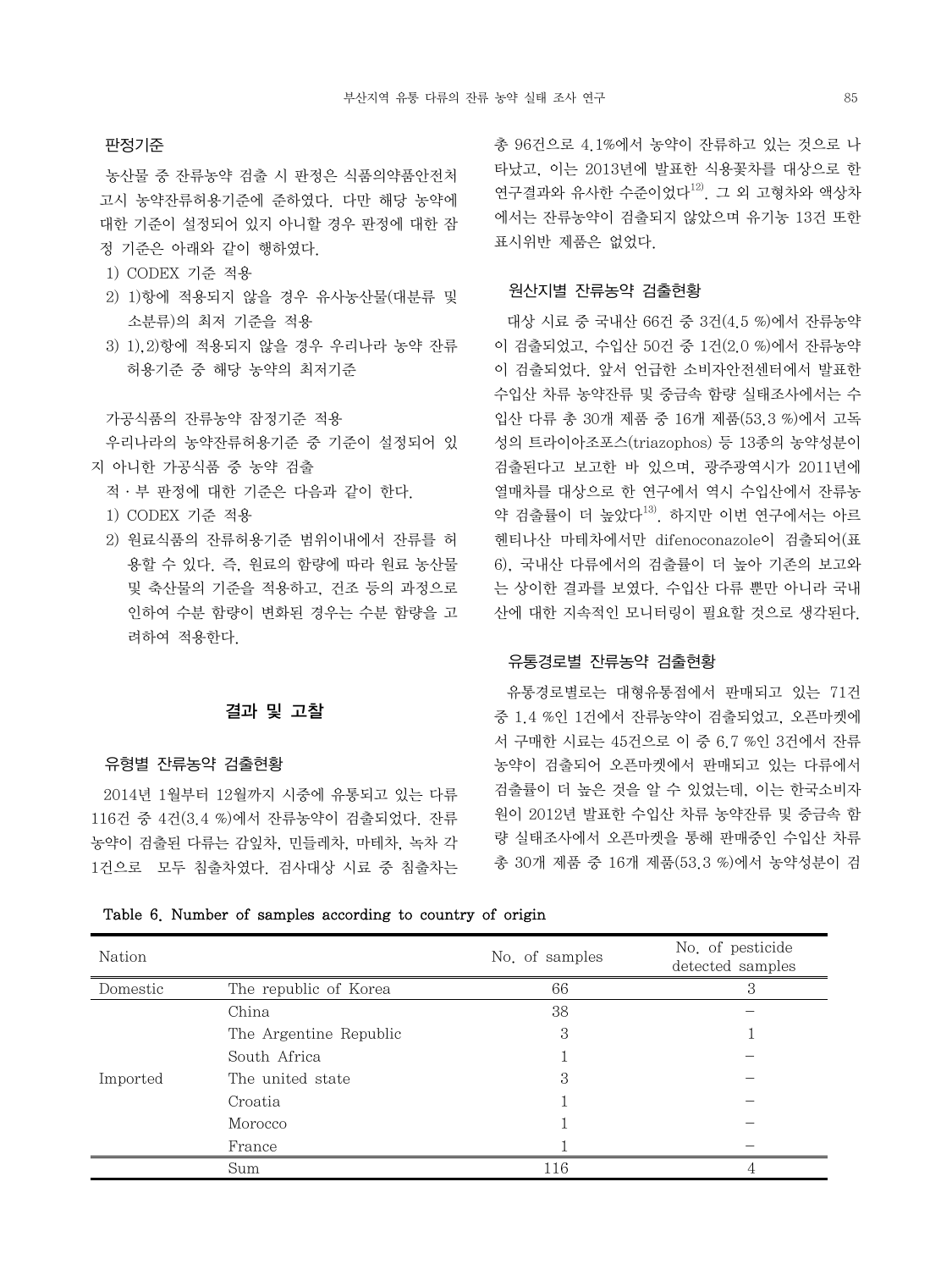### 판정기준

농산물 중 잔류농약 검출 시 판정은 식품의약품안전처 고시 농약잔류허용기준에 준하였다. 다만 해당 농약에 대한 기준이 설정되어 있지 아니할 경우 판정에 대한 잠정 기준은 아래와 같이 행하였다.

1) CODEX 기준 적용
2) 1)항에 적용되지 않을 경우 유사농산물(대분류 및 소분류)의 최저 기준을 적용
3) 1),2)항에 적용되지 않을 경우 우리나라 농약 잔류 허용기준 중 해당 농약의 최저기준

가공식품의 잔류농약 잠정기준 적용

우리나라의 농약잔류허용기준 중 기준이 설정되어 있지 아니한 가공식품 중 농약 검출

적 · 부 판정에 대한 기준은 다음과 같이 한다.

1) CODEX 기준 적용
2) 원료식품의 잔류허용기준 범위이내에서 잔류를 허용할 수 있다. 즉, 원료의 함량에 따라 원료 농산물 및 축산물의 기준을 적용하고, 건조 등의 과정으로 인하여 수분 함량이 변화된 경우는 수분 함량을 고려하여 적용한다.

## 결과 및 고찰

### 유형별 잔류농약 검출현황

2014년 1월부터 12월까지 시중에 유통되고 있는 다류 116건 중 4건(3.4 %)에서 잔류농약이 검출되었다. 잔류농약이 검출된 다류는 감잎차, 민들레차, 마테차, 녹차 각 1건으로 모두 침출차였다. 검사대상 시료 중 침출차는 총 96건으로 4.1%에서 농약이 잔류하고 있는 것으로 나타났고, 이는 2013년에 발표한 식용꽃차를 대상으로 한 연구결과와 유사한 수준이었다[12]. 그 외 고형차와 액상차에서는 잔류농약이 검출되지 않았으며 유기농 13건 또한 표시위반 제품은 없었다.

### 원산지별 잔류농약 검출현황

대상 시료 중 국내산 66건 중 3건(4.5 %)에서 잔류농약이 검출되었고, 수입산 50건 중 1건(2.0 %)에서 잔류농약이 검출되었다. 앞서 언급한 소비자안전센터에서 발표한 수입산 차류 농약잔류 및 중금속 함량 실태조사에서는 수입산 다류 총 30개 제품 중 16개 제품(53.3 %)에서 고독성의 트라이아조포스(triazophos) 등 13종의 농약성분이 검출된다고 보고한 바 있으며, 광주광역시가 2011년에 열매차를 대상으로 한 연구에서 역시 수입산에서 잔류농약 검출률이 더 높았다[13]. 하지만 이번 연구에서는 아르헨티나산 마테차에서만 difenoconazole이 검출되어(표 6), 국내산 다류에서의 검출률이 더 높아 기존의 보고와는 상이한 결과를 보였다. 수입산 다류 뿐만 아니라 국내산에 대한 지속적인 모니터링이 필요할 것으로 생각된다.

### 유통경로별 잔류농약 검출현황

유통경로별로는 대형유통점에서 판매되고 있는 71건 중 1.4 %인 1건에서 잔류농약이 검출되었고, 오픈마켓에서 구매한 시료는 45건으로 이 중 6.7 %인 3건에서 잔류농약이 검출되어 오픈마켓에서 판매되고 있는 다류에서 검출률이 더 높은 것을 알 수 있었는데, 이는 한국소비자원이 2012년 발표한 수입산 차류 농약잔류 및 중금속 함량 실태조사에서 오픈마켓을 통해 판매중인 수입산 차류 총 30개 제품 중 16개 제품(53.3 %)에서 농약성분이 검

**Table 6. Number of samples according to country of origin**

| Nation | | No. of samples | No. of pesticide detected samples |
|---|---|---|---|
| Domestic | The republic of Korea | 66 | 3 |
| Imported | China | 38 | – |
| | The Argentine Republic | 3 | 1 |
| | South Africa | 1 | – |
| | The united state | 3 | – |
| | Croatia | 1 | – |
| | Morocco | 1 | – |
| | France | 1 | – |
| | Sum | 116 | 4 |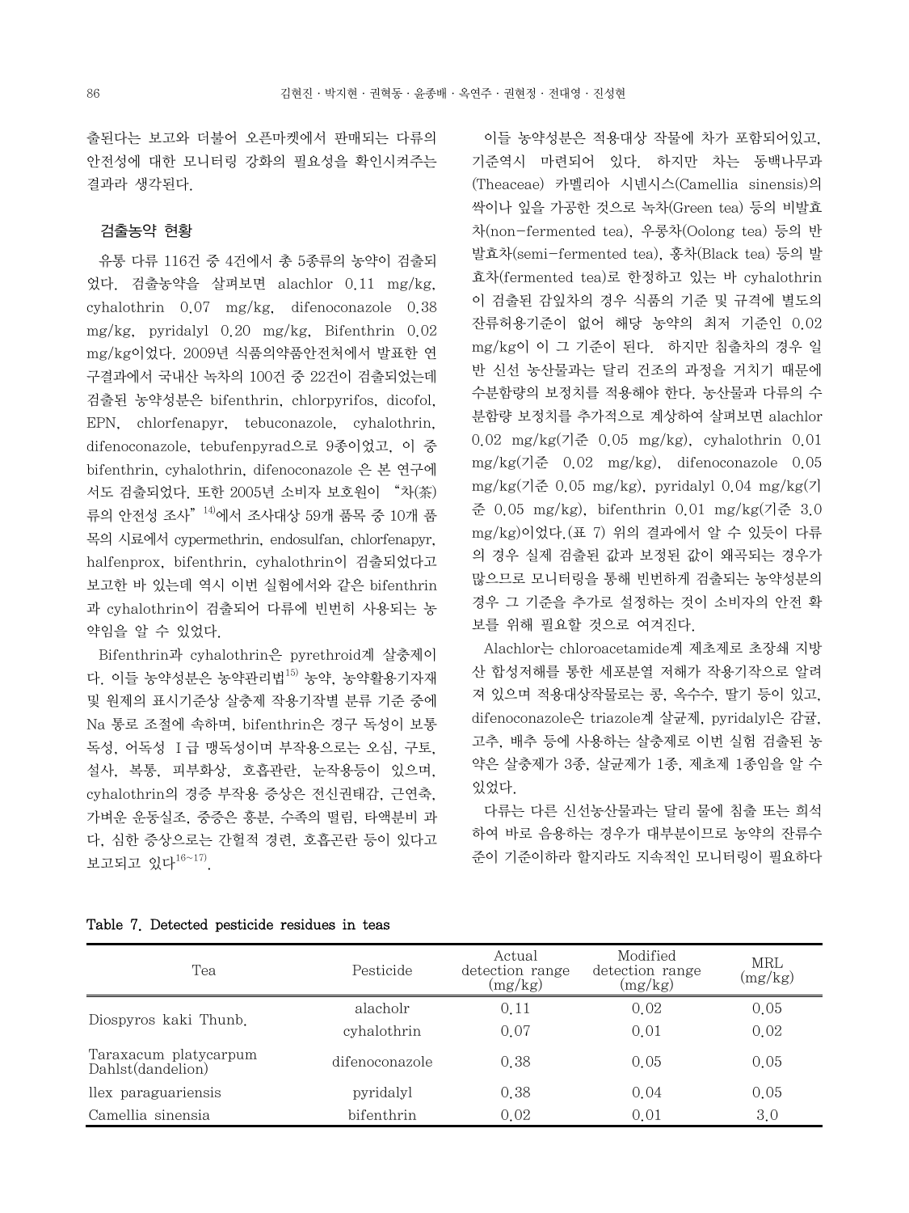출된다는 보고와 더불어 오픈마켓에서 판매되는 다류의 안전성에 대한 모니터링 강화의 필요성을 확인시켜주는 결과라 생각된다.

### 검출농약 현황

유통 다류 116건 중 4건에서 총 5종류의 농약이 검출되었다. 검출농약을 살펴보면 alachlor 0.11 mg/kg, cyhalothrin 0.07 mg/kg, difenoconazole 0.38 mg/kg, pyridalyl 0.20 mg/kg, Bifenthrin 0.02 mg/kg이었다. 2009년 식품의약품안전처에서 발표한 연구결과에서 국내산 녹차의 100건 중 22건이 검출되었는데 검출된 농약성분은 bifenthrin, chlorpyrifos, dicofol, EPN, chlorfenapyr, tebuconazole, cyhalothrin, difenoconazole, tebufenpyrad으로 9종이었고, 이 중 bifenthrin, cyhalothrin, difenoconazole 은 본 연구에서도 검출되었다. 또한 2005년 소비자 보호원이 "차(茶)류의 안전성 조사"[14]에서 조사대상 59개 품목 중 10개 품목의 시료에서 cypermethrin, endosulfan, chlorfenapyr, halfenprox, bifenthrin, cyhalothrin이 검출되었다고 보고한 바 있는데 역시 이번 실험에서와 같은 bifenthrin과 cyhalothrin이 검출되어 다류에 빈번히 사용되는 농약임을 알 수 있었다.

Bifenthrin과 cyhalothrin은 pyrethroid계 살충제이다. 이들 농약성분은 농약관리법[15] 농약, 농약활용기자재 및 원제의 표시기준상 살충제 작용기작별 분류 기준 중에 Na 통로 조절에 속하며, bifenthrin은 경구 독성이 보통독성, 어독성 I급 맹독성이며 부작용으로는 오심, 구토, 설사, 복통, 피부화상, 호흡곤란, 눈작용등이 있으며, cyhalothrin의 경증 부작용 증상은 전신권태감, 근연축, 가벼운 운동실조, 중증은 흥분, 수족의 떨림, 타액분비 과다, 심한 증상으로는 간헐적 경련, 호흡곤란 등이 있다고 보고되고 있다[16~17].

이들 농약성분은 적용대상 작물에 차가 포함되어있고, 기준역시 마련되어 있다. 하지만 차는 동백나무과(Theaceae) 카멜리아 시넨시스(Camellia sinensis)의 싹이나 잎을 가공한 것으로 녹차(Green tea) 등의 비발효차(non-fermented tea), 우롱차(Oolong tea) 등의 반발효차(semi-fermented tea), 홍차(Black tea) 등의 발효차(fermented tea)로 한정하고 있는 바 cyhalothrin이 검출된 감잎차의 경우 식품의 기준 및 규격에 별도의 잔류허용기준이 없어 해당 농약의 최저 기준인 0.02 mg/kg이 이 그 기준이 된다. 하지만 침출차의 경우 일반 신선 농산물과는 달리 건조의 과정을 거치기 때문에 수분함량의 보정치를 적용해야 한다. 농산물과 다류의 수분함량 보정치를 추가적으로 계상하여 살펴보면 alachlor 0.02 mg/kg(기준 0.05 mg/kg), cyhalothrin 0.01 mg/kg(기준 0.02 mg/kg), difenoconazole 0.05 mg/kg(기준 0.05 mg/kg), pyridalyl 0.04 mg/kg(기준 0.05 mg/kg), bifenthrin 0.01 mg/kg(기준 3.0 mg/kg)이었다.(표 7) 위의 결과에서 알 수 있듯이 다류의 경우 실제 검출된 값과 보정된 값이 왜곡되는 경우가 많으므로 모니터링을 통해 빈번하게 검출되는 농약성분의 경우 그 기준을 추가로 설정하는 것이 소비자의 안전 확보를 위해 필요할 것으로 여겨진다.

Alachlor는 chloroacetamide계 제초제로 초장쇄 지방산 합성저해를 통한 세포분열 저해가 작용기작으로 알려져 있으며 적용대상작물로는 콩, 옥수수, 딸기 등이 있고, difenoconazole은 triazole계 살균제, pyridalyl은 감귤, 고추, 배추 등에 사용하는 살충제로 이번 실험 검출된 농약은 살충제가 3종, 살균제가 1종, 제초제 1종임을 알 수 있었다.

다류는 다른 신선농산물과는 달리 물에 침출 또는 희석하여 바로 음용하는 경우가 대부분이므로 농약의 잔류수준이 기준이하라 할지라도 지속적인 모니터링이 필요하다

**Table 7. Detected pesticide residues in teas**

| Tea | Pesticide | Actual detection range (mg/kg) | Modified detection range (mg/kg) | MRL (mg/kg) |
|---|---|---|---|---|
| Diospyros kaki Thunb. | alacholr | 0.11 | 0.02 | 0.05 |
| | cyhalothrin | 0.07 | 0.01 | 0.02 |
| Taraxacum platycarpum Dahlst(dandelion) | difenoconazole | 0.38 | 0.05 | 0.05 |
| llex paraguariensis | pyridalyl | 0.38 | 0.04 | 0.05 |
| Camellia sinensia | bifenthrin | 0.02 | 0.01 | 3.0 |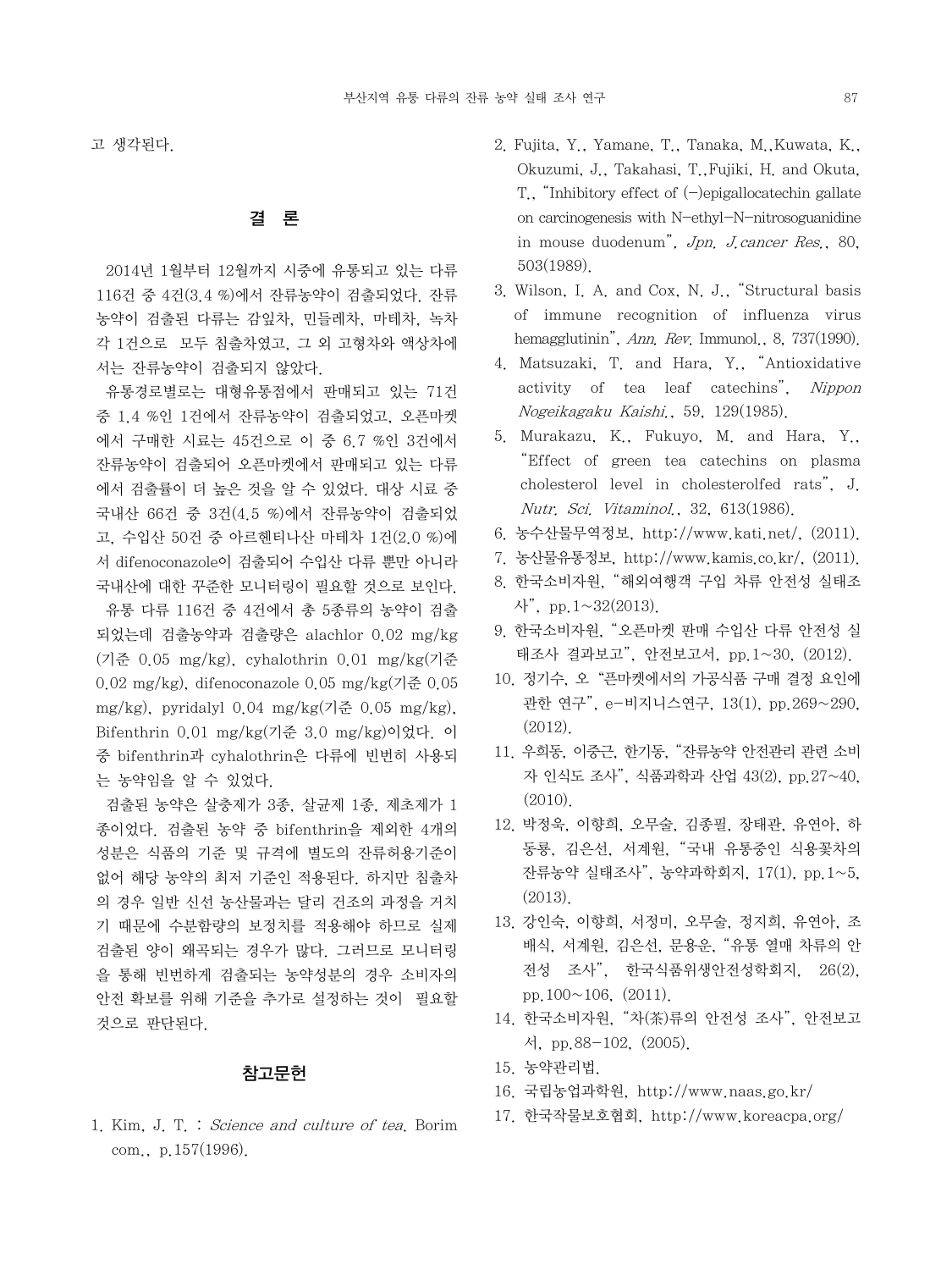고 생각된다.

## 결 론

2014년 1월부터 12월까지 시중에 유통되고 있는 다류 116건 중 4건(3.4 %)에서 잔류농약이 검출되었다. 잔류농약이 검출된 다류는 감잎차, 민들레차, 마테차, 녹차 각 1건으로 모두 침출차였고, 그 외 고형차와 액상차에서는 잔류농약이 검출되지 않았다.

유통경로별로는 대형유통점에서 판매되고 있는 71건 중 1.4 %인 1건에서 잔류농약이 검출되었고, 오픈마켓에서 구매한 시료는 45건으로 이 중 6.7 %인 3건에서 잔류농약이 검출되어 오픈마켓에서 판매되고 있는 다류에서 검출률이 더 높은 것을 알 수 있었다. 대상 시료 중 국내산 66건 중 3건(4.5 %)에서 잔류농약이 검출되었고, 수입산 50건 중 아르헨티나산 마테차 1건(2.0 %)에서 difenoconazole이 검출되어 수입산 다류 뿐만 아니라 국내산에 대한 꾸준한 모니터링이 필요할 것으로 보인다.

유통 다류 116건 중 4건에서 총 5종류의 농약이 검출되었는데 검출농약과 검출량은 alachlor 0.02 mg/kg(기준 0.05 mg/kg), cyhalothrin 0.01 mg/kg(기준 0.02 mg/kg), difenoconazole 0.05 mg/kg(기준 0.05 mg/kg), pyridalyl 0.04 mg/kg(기준 0.05 mg/kg), Bifenthrin 0.01 mg/kg(기준 3.0 mg/kg)이었다. 이 중 bifenthrin과 cyhalothrin은 다류에 빈번히 사용되는 농약임을 알 수 있었다.

검출된 농약은 살충제가 3종, 살균제 1종, 제초제가 1종이었다. 검출된 농약 중 bifenthrin을 제외한 4개의 성분은 식품의 기준 및 규격에 별도의 잔류허용기준이 없어 해당 농약의 최저 기준인 적용된다. 하지만 침출차의 경우 일반 신선 농산물과는 달리 건조의 과정을 거치기 때문에 수분함량의 보정치를 적용해야 하므로 실제 검출된 양이 왜곡되는 경우가 많다. 그러므로 모니터링을 통해 빈번하게 검출되는 농약성분의 경우 소비자의 안전 확보를 위해 기준을 추가로 설정하는 것이 필요할 것으로 판단된다.

## 참고문헌

1. Kim, J. T. : *Science and culture of tea*. Borim com., p.157(1996).
2. Fujita, Y., Yamane, T., Tanaka, M.,Kuwata, K., Okuzumi, J., Takahasi, T.,Fujiki, H. and Okuta, T., "Inhibitory effect of (−)epigallocatechin gallate on carcinogenesis with N-ethyl-N-nitrosoguanidine in mouse duodenum", *Jpn. J.cancer Res.*, 80, 503(1989).
3. Wilson, I. A. and Cox, N. J., "Structural basis of immune recognition of influenza virus hemagglutinin", *Ann. Rev.* Immunol., 8, 737(1990).
4. Matsuzaki, T. and Hara, Y., "Antioxidative activity of tea leaf catechins", *Nippon Nogeikagaku Kaishi.*, 59, 129(1985).
5. Murakazu, K., Fukuyo, M. and Hara, Y., "Effect of green tea catechins on plasma cholesterol level in cholesterolfed rats", J. *Nutr. Sci. Vitaminol.*, 32, 613(1986).
6. 농수산물무역정보, http://www.kati.net/, (2011).
7. 농산물유통정보, http://www.kamis.co.kr/, (2011).
8. 한국소비자원, "해외여행객 구입 차류 안전성 실태조사", pp.1~32(2013).
9. 한국소비자원, "오픈마켓 판매 수입산 다류 안전성 실태조사 결과보고", 안전보고서, pp.1~30, (2012).
10. 정기수, 오 "픈마켓에서의 가공식품 구매 결정 요인에 관한 연구", e-비지니스연구, 13(1), pp.269~290, (2012).
11. 우희동, 이중근, 한기동, "잔류농약 안전관리 관련 소비자 인식도 조사", 식품과학과 산업 43(2), pp.27~40, (2010).
12. 박정욱, 이향희, 오무술, 김종필, 장태관, 유연아, 하동룡, 김은선, 서계원, "국내 유통중인 식용꽃차의 잔류농약 실태조사", 농약과학회지, 17(1), pp.1~5, (2013).
13. 강인숙, 이향희, 서정미, 오무술, 정지희, 유연아, 조배식, 서계원, 김은선, 문용운, "유통 열매 차류의 안전성 조사", 한국식품위생안전성학회지, 26(2), pp.100~106, (2011).
14. 한국소비자원, "차(茶)류의 안전성 조사", 안전보고서, pp.88-102, (2005).
15. 농약관리법.
16. 국립농업과학원, http://www.naas.go.kr/
17. 한국작물보호협회, http://www.koreacpa.org/